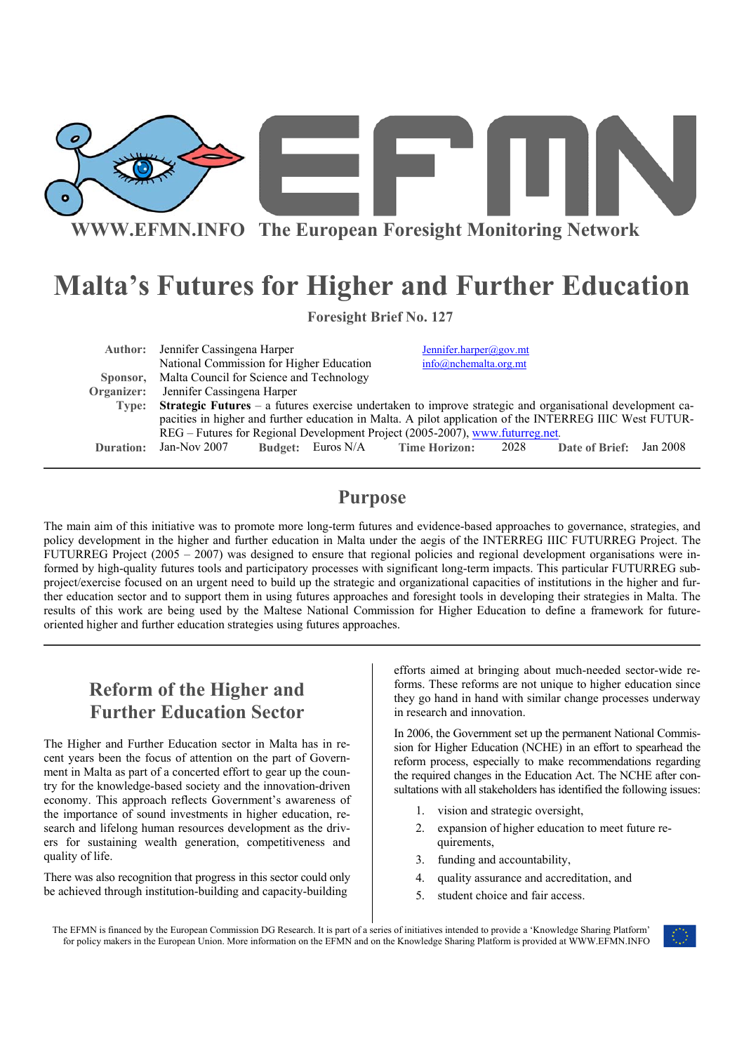**WWW.EFMN.INFO The European Foresight Monitoring Network**

# Malta's Futures for Higher and Further Education

**Foresight Brief No. 127**

**Author:** Jennifer Cassingena Harper, National Commission for Higher Education — Jennifer.harper@gov.mt, info@nchemalta.org.mt

**Sponsor,** Malta Council for Science and Technology

**Organizer:** Jennifer Cassingena Harper

**Type:** **Strategic Futures** – a futures exercise undertaken to improve strategic and organisational development capacities in higher and further education in Malta. A pilot application of the INTERREG IIIC West FUTURREG – Futures for Regional Development Project (2005-2007), www.futurreg.net.

**Duration:** Jan-Nov 2007 **Budget:** Euros N/A **Time Horizon:** 2028 **Date of Brief:** Jan 2008

## Purpose

The main aim of this initiative was to promote more long-term futures and evidence-based approaches to governance, strategies, and policy development in the higher and further education in Malta under the aegis of the INTERREG IIIC FUTURREG Project. The FUTURREG Project (2005 – 2007) was designed to ensure that regional policies and regional development organisations were informed by high-quality futures tools and participatory processes with significant long-term impacts. This particular FUTURREG sub-project/exercise focused on an urgent need to build up the strategic and organizational capacities of institutions in the higher and further education sector and to support them in using futures approaches and foresight tools in developing their strategies in Malta. The results of this work are being used by the Maltese National Commission for Higher Education to define a framework for future-oriented higher and further education strategies using futures approaches.

## Reform of the Higher and Further Education Sector

The Higher and Further Education sector in Malta has in recent years been the focus of attention on the part of Government in Malta as part of a concerted effort to gear up the country for the knowledge-based society and the innovation-driven economy. This approach reflects Government's awareness of the importance of sound investments in higher education, research and lifelong human resources development as the drivers for sustaining wealth generation, competitiveness and quality of life.

There was also recognition that progress in this sector could only be achieved through institution-building and capacity-building efforts aimed at bringing about much-needed sector-wide reforms. These reforms are not unique to higher education since they go hand in hand with similar change processes underway in research and innovation.

In 2006, the Government set up the permanent National Commission for Higher Education (NCHE) in an effort to spearhead the reform process, especially to make recommendations regarding the required changes in the Education Act. The NCHE after consultations with all stakeholders has identified the following issues:

1. vision and strategic oversight,
2. expansion of higher education to meet future requirements,
3. funding and accountability,
4. quality assurance and accreditation, and
5. student choice and fair access.

The EFMN is financed by the European Commission DG Research. It is part of a series of initiatives intended to provide a 'Knowledge Sharing Platform' for policy makers in the European Union. More information on the EFMN and on the Knowledge Sharing Platform is provided at WWW.EFMN.INFO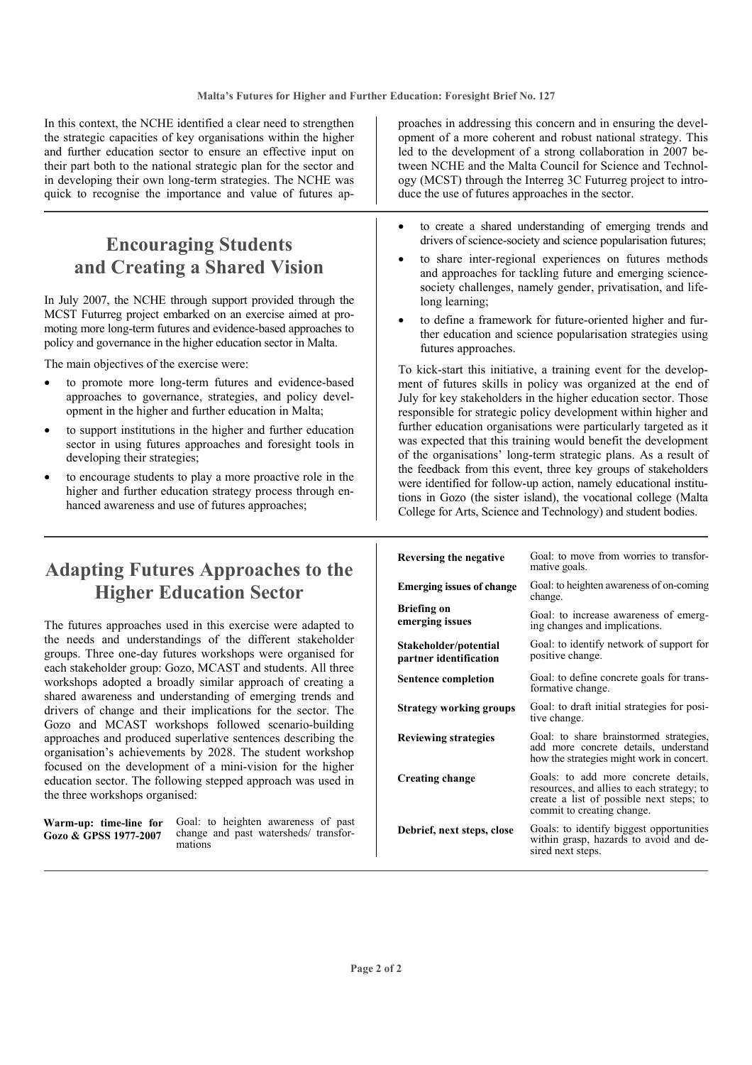In this context, the NCHE identified a clear need to strengthen the strategic capacities of key organisations within the higher and further education sector to ensure an effective input on their part both to the national strategic plan for the sector and in developing their own long-term strategies. The NCHE was quick to recognise the importance and value of futures approaches in addressing this concern and in ensuring the development of a more coherent and robust national strategy. This led to the development of a strong collaboration in 2007 between NCHE and the Malta Council for Science and Technology (MCST) through the Interreg 3C Futurreg project to introduce the use of futures approaches in the sector.

## Encouraging Students and Creating a Shared Vision

In July 2007, the NCHE through support provided through the MCST Futurreg project embarked on an exercise aimed at promoting more long-term futures and evidence-based approaches to policy and governance in the higher education sector in Malta.

The main objectives of the exercise were:

- to promote more long-term futures and evidence-based approaches to governance, strategies, and policy development in the higher and further education in Malta;
- to support institutions in the higher and further education sector in using futures approaches and foresight tools in developing their strategies;
- to encourage students to play a more proactive role in the higher and further education strategy process through enhanced awareness and use of futures approaches;
- to create a shared understanding of emerging trends and drivers of science-society and science popularisation futures;
- to share inter-regional experiences on futures methods and approaches for tackling future and emerging science-society challenges, namely gender, privatisation, and life-long learning;
- to define a framework for future-oriented higher and further education and science popularisation strategies using futures approaches.

To kick-start this initiative, a training event for the development of futures skills in policy was organized at the end of July for key stakeholders in the higher education sector. Those responsible for strategic policy development within higher and further education organisations were particularly targeted as it was expected that this training would benefit the development of the organisations' long-term strategic plans. As a result of the feedback from this event, three key groups of stakeholders were identified for follow-up action, namely educational institutions in Gozo (the sister island), the vocational college (Malta College for Arts, Science and Technology) and student bodies.

## Adapting Futures Approaches to the Higher Education Sector

The futures approaches used in this exercise were adapted to the needs and understandings of the different stakeholder groups. Three one-day futures workshops were organised for each stakeholder group: Gozo, MCAST and students. All three workshops adopted a broadly similar approach of creating a shared awareness and understanding of emerging trends and drivers of change and their implications for the sector. The Gozo and MCAST workshops followed scenario-building approaches and produced superlative sentences describing the organisation's achievements by 2028. The student workshop focused on the development of a mini-vision for the higher education sector. The following stepped approach was used in the three workshops organised:

| | |
|---|---|
| **Warm-up: time-line for Gozo & GPSS 1977-2007** | Goal: to heighten awareness of past change and past watersheds/ transformations |
| **Reversing the negative** | Goal: to move from worries to transformative goals. |
| **Emerging issues of change** | Goal: to heighten awareness of on-coming change. |
| **Briefing on emerging issues** | Goal: to increase awareness of emerging changes and implications. |
| **Stakeholder/potential partner identification** | Goal: to identify network of support for positive change. |
| **Sentence completion** | Goal: to define concrete goals for transformative change. |
| **Strategy working groups** | Goal: to draft initial strategies for positive change. |
| **Reviewing strategies** | Goal: to share brainstormed strategies, add more concrete details, understand how the strategies might work in concert. |
| **Creating change** | Goals: to add more concrete details, resources, and allies to each strategy; to create a list of possible next steps; to commit to creating change. |
| **Debrief, next steps, close** | Goals: to identify biggest opportunities within grasp, hazards to avoid and desired next steps. |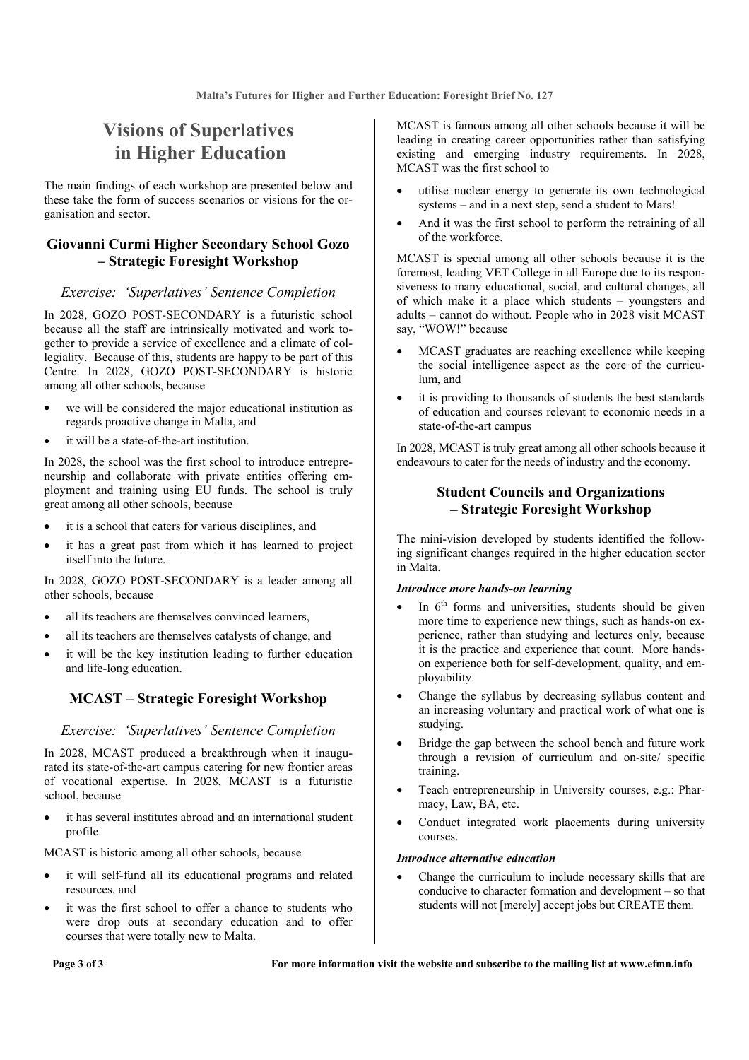# Visions of Superlatives in Higher Education

The main findings of each workshop are presented below and these take the form of success scenarios or visions for the organisation and sector.

## Giovanni Curmi Higher Secondary School Gozo – Strategic Foresight Workshop

### *Exercise: 'Superlatives' Sentence Completion*

In 2028, GOZO POST-SECONDARY is a futuristic school because all the staff are intrinsically motivated and work together to provide a service of excellence and a climate of collegiality. Because of this, students are happy to be part of this Centre. In 2028, GOZO POST-SECONDARY is historic among all other schools, because

- we will be considered the major educational institution as regards proactive change in Malta, and
- it will be a state-of-the-art institution.

In 2028, the school was the first school to introduce entrepreneurship and collaborate with private entities offering employment and training using EU funds. The school is truly great among all other schools, because

- it is a school that caters for various disciplines, and
- it has a great past from which it has learned to project itself into the future.

In 2028, GOZO POST-SECONDARY is a leader among all other schools, because

- all its teachers are themselves convinced learners,
- all its teachers are themselves catalysts of change, and
- it will be the key institution leading to further education and life-long education.

## MCAST – Strategic Foresight Workshop

### *Exercise: 'Superlatives' Sentence Completion*

In 2028, MCAST produced a breakthrough when it inaugurated its state-of-the-art campus catering for new frontier areas of vocational expertise. In 2028, MCAST is a futuristic school, because

- it has several institutes abroad and an international student profile.

MCAST is historic among all other schools, because

- it will self-fund all its educational programs and related resources, and
- it was the first school to offer a chance to students who were drop outs at secondary education and to offer courses that were totally new to Malta.

MCAST is famous among all other schools because it will be leading in creating career opportunities rather than satisfying existing and emerging industry requirements. In 2028, MCAST was the first school to

- utilise nuclear energy to generate its own technological systems – and in a next step, send a student to Mars!
- And it was the first school to perform the retraining of all of the workforce.

MCAST is special among all other schools because it is the foremost, leading VET College in all Europe due to its responsiveness to many educational, social, and cultural changes, all of which make it a place which students – youngsters and adults – cannot do without. People who in 2028 visit MCAST say, "WOW!" because

- MCAST graduates are reaching excellence while keeping the social intelligence aspect as the core of the curriculum, and
- it is providing to thousands of students the best standards of education and courses relevant to economic needs in a state-of-the-art campus

In 2028, MCAST is truly great among all other schools because it endeavours to cater for the needs of industry and the economy.

## Student Councils and Organizations – Strategic Foresight Workshop

The mini-vision developed by students identified the following significant changes required in the higher education sector in Malta.

***Introduce more hands-on learning***

- In 6th forms and universities, students should be given more time to experience new things, such as hands-on experience, rather than studying and lectures only, because it is the practice and experience that count. More hands-on experience both for self-development, quality, and employability.
- Change the syllabus by decreasing syllabus content and an increasing voluntary and practical work of what one is studying.
- Bridge the gap between the school bench and future work through a revision of curriculum and on-site/ specific training.
- Teach entrepreneurship in University courses, e.g.: Pharmacy, Law, BA, etc.
- Conduct integrated work placements during university courses.

***Introduce alternative education***

- Change the curriculum to include necessary skills that are conducive to character formation and development – so that students will not [merely] accept jobs but CREATE them.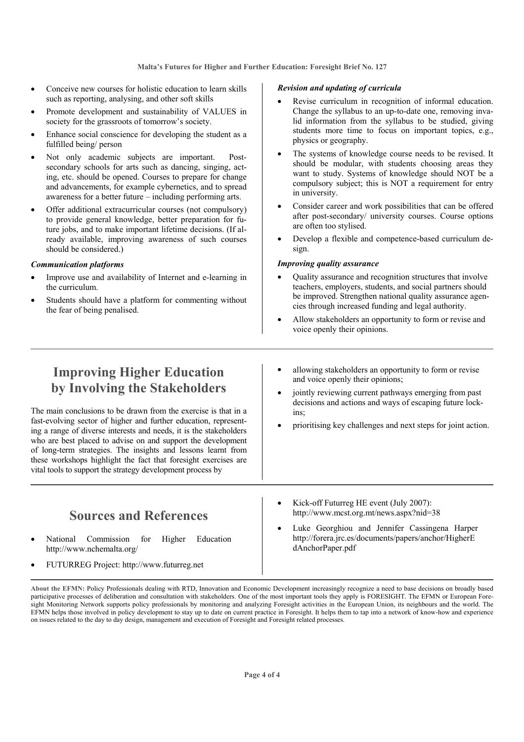- Conceive new courses for holistic education to learn skills such as reporting, analysing, and other soft skills
- Promote development and sustainability of VALUES in society for the grassroots of tomorrow's society.
- Enhance social conscience for developing the student as a fulfilled being/ person
- Not only academic subjects are important. Post-secondary schools for arts such as dancing, singing, acting, etc. should be opened. Courses to prepare for change and advancements, for example cybernetics, and to spread awareness for a better future – including performing arts.
- Offer additional extracurricular courses (not compulsory) to provide general knowledge, better preparation for future jobs, and to make important lifetime decisions. (If already available, improving awareness of such courses should be considered.)

### *Communication platforms*

- Improve use and availability of Internet and e-learning in the curriculum.
- Students should have a platform for commenting without the fear of being penalised.

### *Revision and updating of curricula*

- Revise curriculum in recognition of informal education. Change the syllabus to an up-to-date one, removing invalid information from the syllabus to be studied, giving students more time to focus on important topics, e.g., physics or geography.
- The systems of knowledge course needs to be revised. It should be modular, with students choosing areas they want to study. Systems of knowledge should NOT be a compulsory subject; this is NOT a requirement for entry in university.
- Consider career and work possibilities that can be offered after post-secondary/ university courses. Course options are often too stylised.
- Develop a flexible and competence-based curriculum design.

### *Improving quality assurance*

- Quality assurance and recognition structures that involve teachers, employers, students, and social partners should be improved. Strengthen national quality assurance agencies through increased funding and legal authority.
- Allow stakeholders an opportunity to form or revise and voice openly their opinions.

## Improving Higher Education by Involving the Stakeholders

The main conclusions to be drawn from the exercise is that in a fast-evolving sector of higher and further education, representing a range of diverse interests and needs, it is the stakeholders who are best placed to advise on and support the development of long-term strategies. The insights and lessons learnt from these workshops highlight the fact that foresight exercises are vital tools to support the strategy development process by

- allowing stakeholders an opportunity to form or revise and voice openly their opinions;
- jointly reviewing current pathways emerging from past decisions and actions and ways of escaping future lock-ins;
- prioritising key challenges and next steps for joint action.

## Sources and References

- National Commission for Higher Education http://www.nchemalta.org/
- FUTURREG Project: http://www.futurreg.net
- Kick-off Futurreg HE event (July 2007): http://www.mcst.org.mt/news.aspx?nid=38
- Luke Georghiou and Jennifer Cassingena Harper http://forera.jrc.es/documents/papers/anchor/HigherEdAnchorPaper.pdf

**About the EFMN:** Policy Professionals dealing with RTD, Innovation and Economic Development increasingly recognize a need to base decisions on broadly based participative processes of deliberation and consultation with stakeholders. One of the most important tools they apply is FORESIGHT. The EFMN or European Foresight Monitoring Network supports policy professionals by monitoring and analyzing Foresight activities in the European Union, its neighbours and the world. The EFMN helps those involved in policy development to stay up to date on current practice in Foresight. It helps them to tap into a network of know-how and experience on issues related to the day to day design, management and execution of Foresight and Foresight related processes.